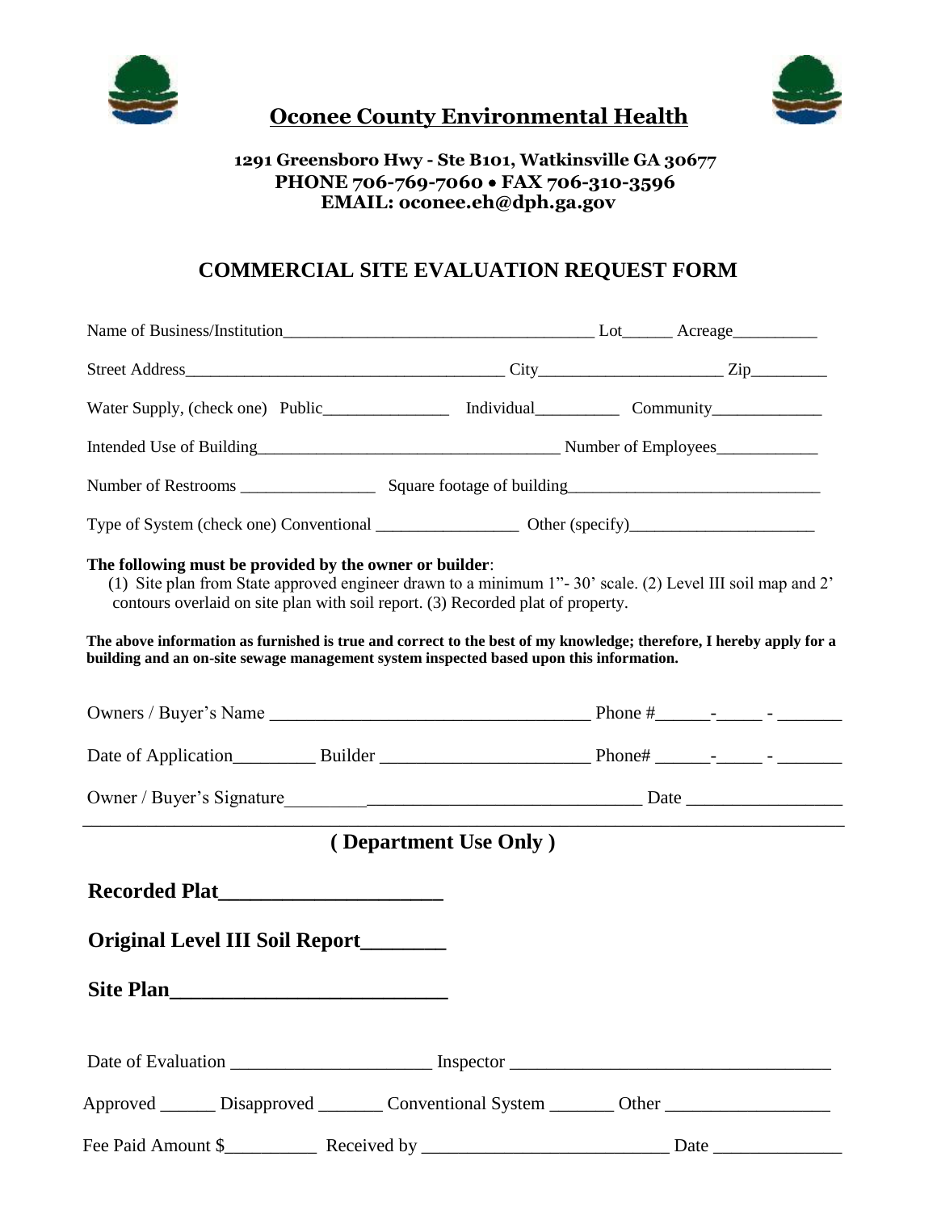# Oconee County Environmental Health

**1291 Greensboro Hwy - Ste B101, Watkinsville GA 30677**
**PHONE 706-769-7060 • FAX 706-310-3596**
**EMAIL: oconee.eh@dph.ga.gov**

## COMMERCIAL SITE EVALUATION REQUEST FORM

Name of Business/Institution____________________________________ Lot______ Acreage__________

Street Address_____________________________________ City_____________________ Zip_________

Water Supply, (check one) Public_______________ Individual__________ Community_____________

Intended Use of Building___________________________________ Number of Employees____________

Number of Restrooms ________________ Square footage of building_____________________________

Type of System (check one) Conventional _________________ Other (specify)______________________

**The following must be provided by the owner or builder**:
(1) Site plan from State approved engineer drawn to a minimum 1"- 30' scale. (2) Level III soil map and 2' contours overlaid on site plan with soil report. (3) Recorded plat of property.

**The above information as furnished is true and correct to the best of my knowledge; therefore, I hereby apply for a building and an on-site sewage management system inspected based upon this information.**

Owners / Buyer's Name ___________________________________ Phone #______-_____ - _______

Date of Application_________ Builder ______________________ Phone# ______-_____ - _______

Owner / Buyer's Signature______________________________________ Date ________________

---

### ( Department Use Only )

**Recorded Plat_____________________**

**Original Level III Soil Report________**

**Site Plan__________________________**

Date of Evaluation ______________________ Inspector __________________________________

Approved ______ Disapproved _______ Conventional System _______ Other __________________

Fee Paid Amount $__________ Received by __________________________ Date ______________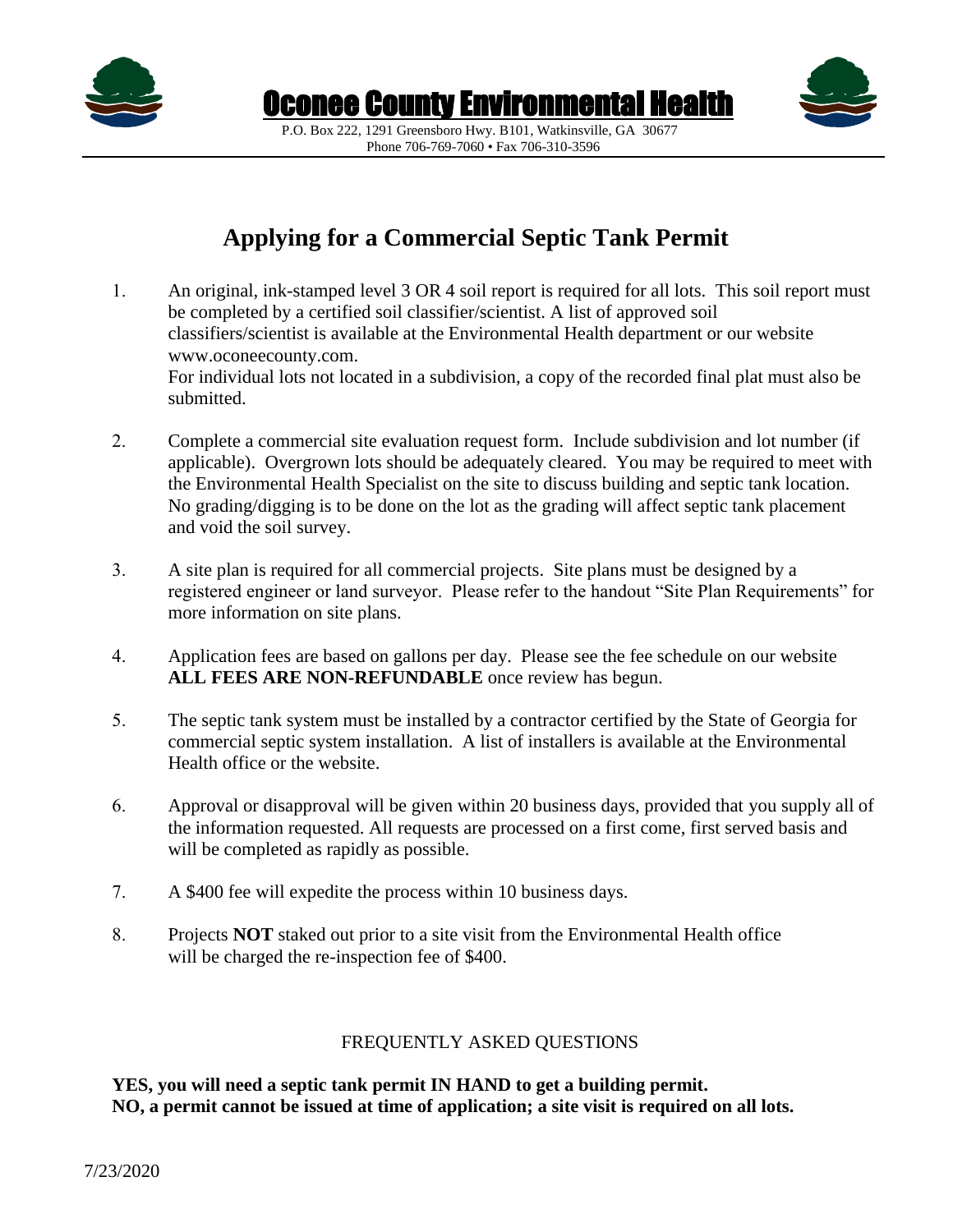# Oconee County Environmental Health

P.O. Box 222, 1291 Greensboro Hwy. B101, Watkinsville, GA 30677
Phone 706-769-7060 • Fax 706-310-3596

## Applying for a Commercial Septic Tank Permit

1. An original, ink-stamped level 3 OR 4 soil report is required for all lots. This soil report must be completed by a certified soil classifier/scientist. A list of approved soil classifiers/scientist is available at the Environmental Health department or our website www.oconeecounty.com.
   For individual lots not located in a subdivision, a copy of the recorded final plat must also be submitted.

2. Complete a commercial site evaluation request form. Include subdivision and lot number (if applicable). Overgrown lots should be adequately cleared. You may be required to meet with the Environmental Health Specialist on the site to discuss building and septic tank location. No grading/digging is to be done on the lot as the grading will affect septic tank placement and void the soil survey.

3. A site plan is required for all commercial projects. Site plans must be designed by a registered engineer or land surveyor. Please refer to the handout "Site Plan Requirements" for more information on site plans.

4. Application fees are based on gallons per day. Please see the fee schedule on our website **ALL FEES ARE NON-REFUNDABLE** once review has begun.

5. The septic tank system must be installed by a contractor certified by the State of Georgia for commercial septic system installation. A list of installers is available at the Environmental Health office or the website.

6. Approval or disapproval will be given within 20 business days, provided that you supply all of the information requested. All requests are processed on a first come, first served basis and will be completed as rapidly as possible.

7. A $400 fee will expedite the process within 10 business days.

8. Projects **NOT** staked out prior to a site visit from the Environmental Health office will be charged the re-inspection fee of $400.

FREQUENTLY ASKED QUESTIONS

**YES, you will need a septic tank permit IN HAND to get a building permit.**
**NO, a permit cannot be issued at time of application; a site visit is required on all lots.**

7/23/2020